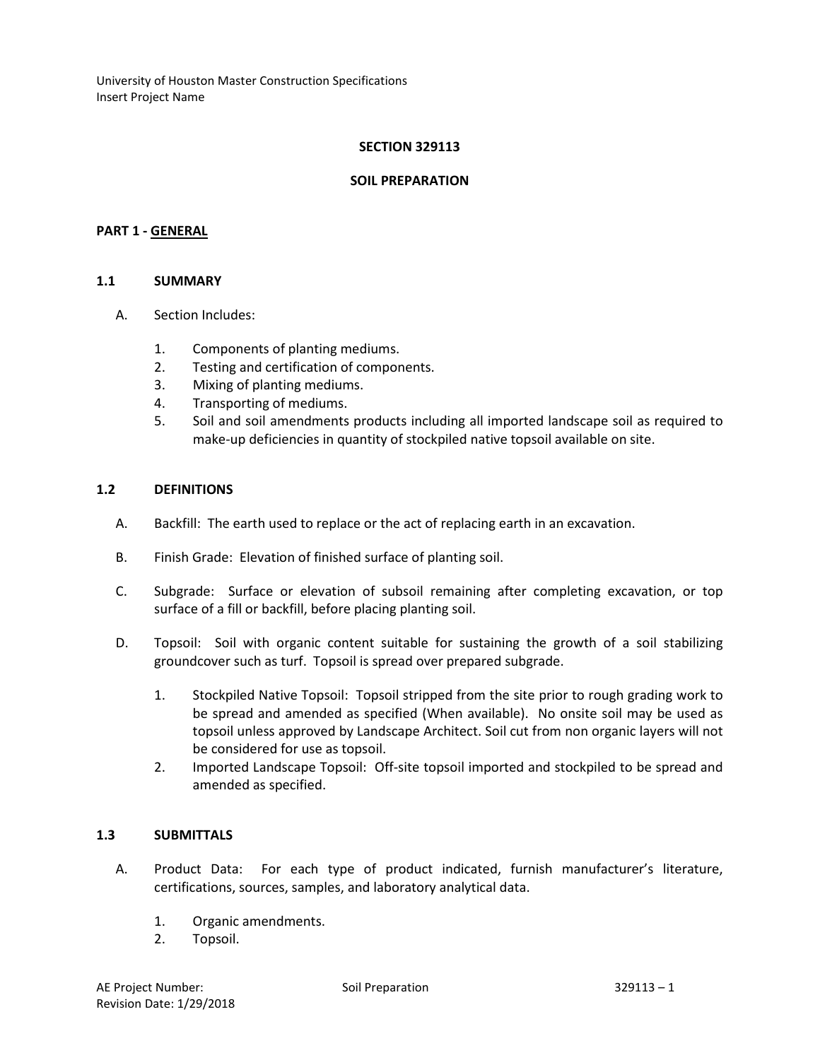## SECTION 329113

## SOIL PREPARATION

### PART 1 - GENERAL

#### 1.1 SUMMARY

A. Section Includes:

1. Components of planting mediums.
2. Testing and certification of components.
3. Mixing of planting mediums.
4. Transporting of mediums.
5. Soil and soil amendments products including all imported landscape soil as required to make-up deficiencies in quantity of stockpiled native topsoil available on site.

#### 1.2 DEFINITIONS

A. Backfill: The earth used to replace or the act of replacing earth in an excavation.

B. Finish Grade: Elevation of finished surface of planting soil.

C. Subgrade: Surface or elevation of subsoil remaining after completing excavation, or top surface of a fill or backfill, before placing planting soil.

D. Topsoil: Soil with organic content suitable for sustaining the growth of a soil stabilizing groundcover such as turf. Topsoil is spread over prepared subgrade.

1. Stockpiled Native Topsoil: Topsoil stripped from the site prior to rough grading work to be spread and amended as specified (When available). No onsite soil may be used as topsoil unless approved by Landscape Architect. Soil cut from non organic layers will not be considered for use as topsoil.
2. Imported Landscape Topsoil: Off-site topsoil imported and stockpiled to be spread and amended as specified.

#### 1.3 SUBMITTALS

A. Product Data: For each type of product indicated, furnish manufacturer's literature, certifications, sources, samples, and laboratory analytical data.

1. Organic amendments.
2. Topsoil.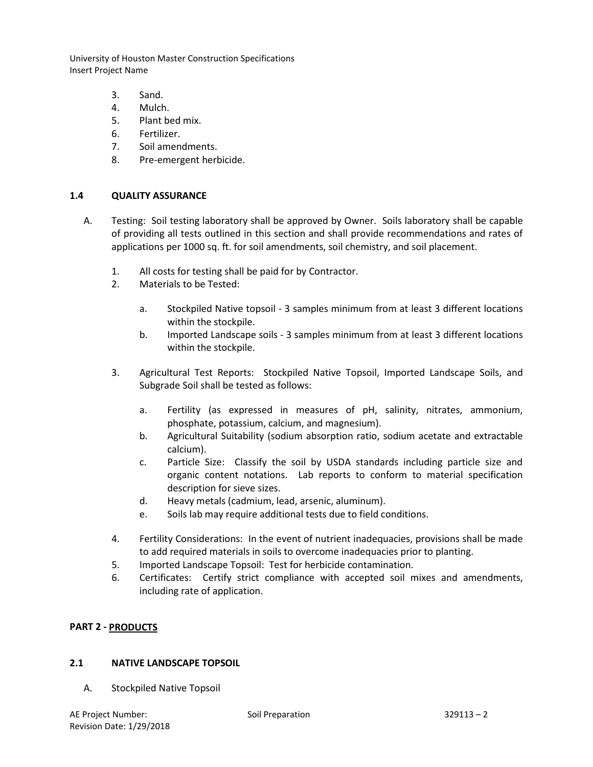3. Sand.
4. Mulch.
5. Plant bed mix.
6. Fertilizer.
7. Soil amendments.
8. Pre-emergent herbicide.

### 1.4 QUALITY ASSURANCE

A. Testing: Soil testing laboratory shall be approved by Owner. Soils laboratory shall be capable of providing all tests outlined in this section and shall provide recommendations and rates of applications per 1000 sq. ft. for soil amendments, soil chemistry, and soil placement.

   1. All costs for testing shall be paid for by Contractor.
   2. Materials to be Tested:

      a. Stockpiled Native topsoil - 3 samples minimum from at least 3 different locations within the stockpile.

      b. Imported Landscape soils - 3 samples minimum from at least 3 different locations within the stockpile.

   3. Agricultural Test Reports: Stockpiled Native Topsoil, Imported Landscape Soils, and Subgrade Soil shall be tested as follows:

      a. Fertility (as expressed in measures of pH, salinity, nitrates, ammonium, phosphate, potassium, calcium, and magnesium).

      b. Agricultural Suitability (sodium absorption ratio, sodium acetate and extractable calcium).

      c. Particle Size: Classify the soil by USDA standards including particle size and organic content notations. Lab reports to conform to material specification description for sieve sizes.

      d. Heavy metals (cadmium, lead, arsenic, aluminum).

      e. Soils lab may require additional tests due to field conditions.

   4. Fertility Considerations: In the event of nutrient inadequacies, provisions shall be made to add required materials in soils to overcome inadequacies prior to planting.
   5. Imported Landscape Topsoil: Test for herbicide contamination.
   6. Certificates: Certify strict compliance with accepted soil mixes and amendments, including rate of application.

## PART 2 - PRODUCTS

### 2.1 NATIVE LANDSCAPE TOPSOIL

A. Stockpiled Native Topsoil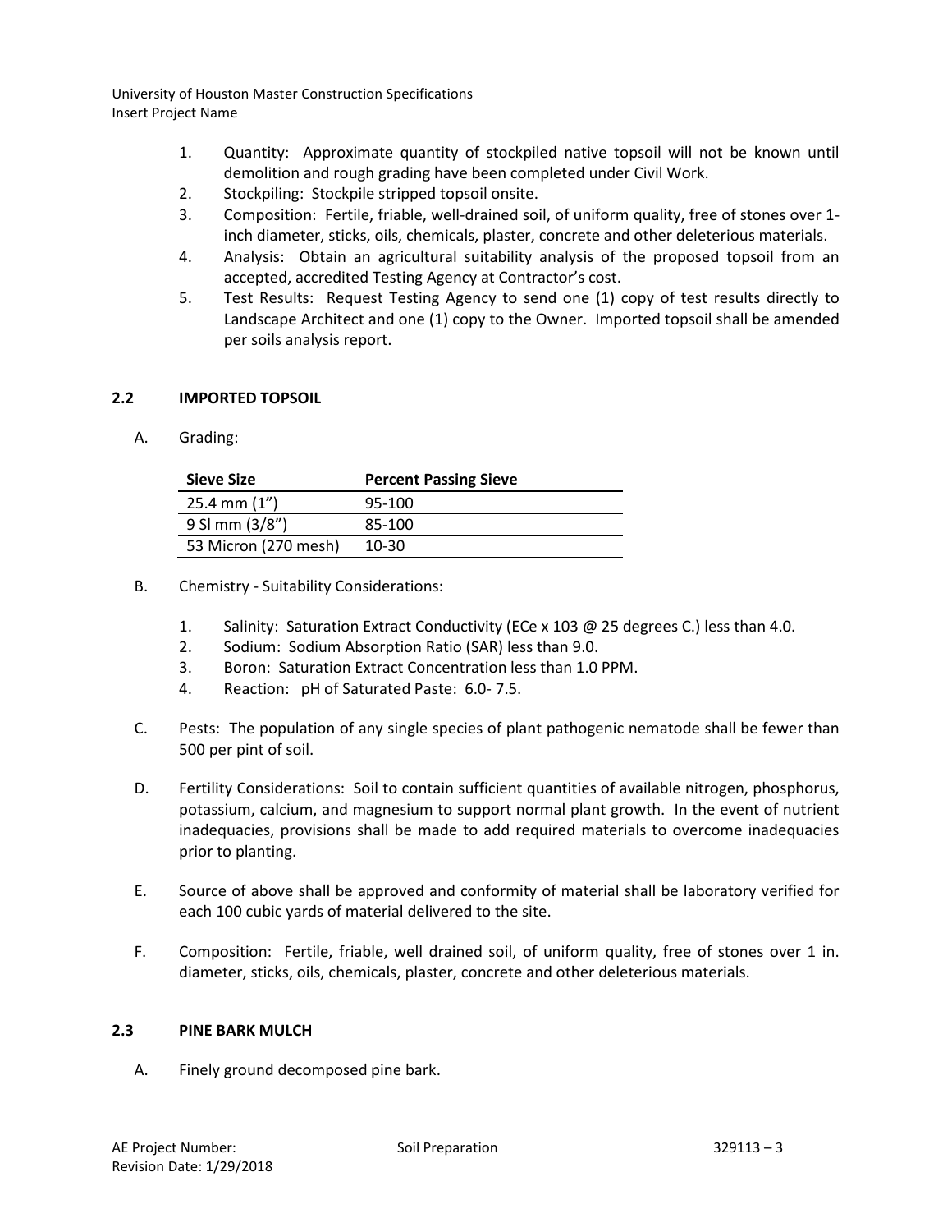1. Quantity: Approximate quantity of stockpiled native topsoil will not be known until demolition and rough grading have been completed under Civil Work.
2. Stockpiling: Stockpile stripped topsoil onsite.
3. Composition: Fertile, friable, well-drained soil, of uniform quality, free of stones over 1-inch diameter, sticks, oils, chemicals, plaster, concrete and other deleterious materials.
4. Analysis: Obtain an agricultural suitability analysis of the proposed topsoil from an accepted, accredited Testing Agency at Contractor's cost.
5. Test Results: Request Testing Agency to send one (1) copy of test results directly to Landscape Architect and one (1) copy to the Owner. Imported topsoil shall be amended per soils analysis report.

## 2.2 IMPORTED TOPSOIL

A. Grading:

| Sieve Size | Percent Passing Sieve |
|---|---|
| 25.4 mm (1") | 95-100 |
| 9 Sl mm (3/8") | 85-100 |
| 53 Micron (270 mesh) | 10-30 |

B. Chemistry - Suitability Considerations:

1. Salinity: Saturation Extract Conductivity (ECe x 103 @ 25 degrees C.) less than 4.0.
2. Sodium: Sodium Absorption Ratio (SAR) less than 9.0.
3. Boron: Saturation Extract Concentration less than 1.0 PPM.
4. Reaction: pH of Saturated Paste: 6.0- 7.5.

C. Pests: The population of any single species of plant pathogenic nematode shall be fewer than 500 per pint of soil.

D. Fertility Considerations: Soil to contain sufficient quantities of available nitrogen, phosphorus, potassium, calcium, and magnesium to support normal plant growth. In the event of nutrient inadequacies, provisions shall be made to add required materials to overcome inadequacies prior to planting.

E. Source of above shall be approved and conformity of material shall be laboratory verified for each 100 cubic yards of material delivered to the site.

F. Composition: Fertile, friable, well drained soil, of uniform quality, free of stones over 1 in. diameter, sticks, oils, chemicals, plaster, concrete and other deleterious materials.

## 2.3 PINE BARK MULCH

A. Finely ground decomposed pine bark.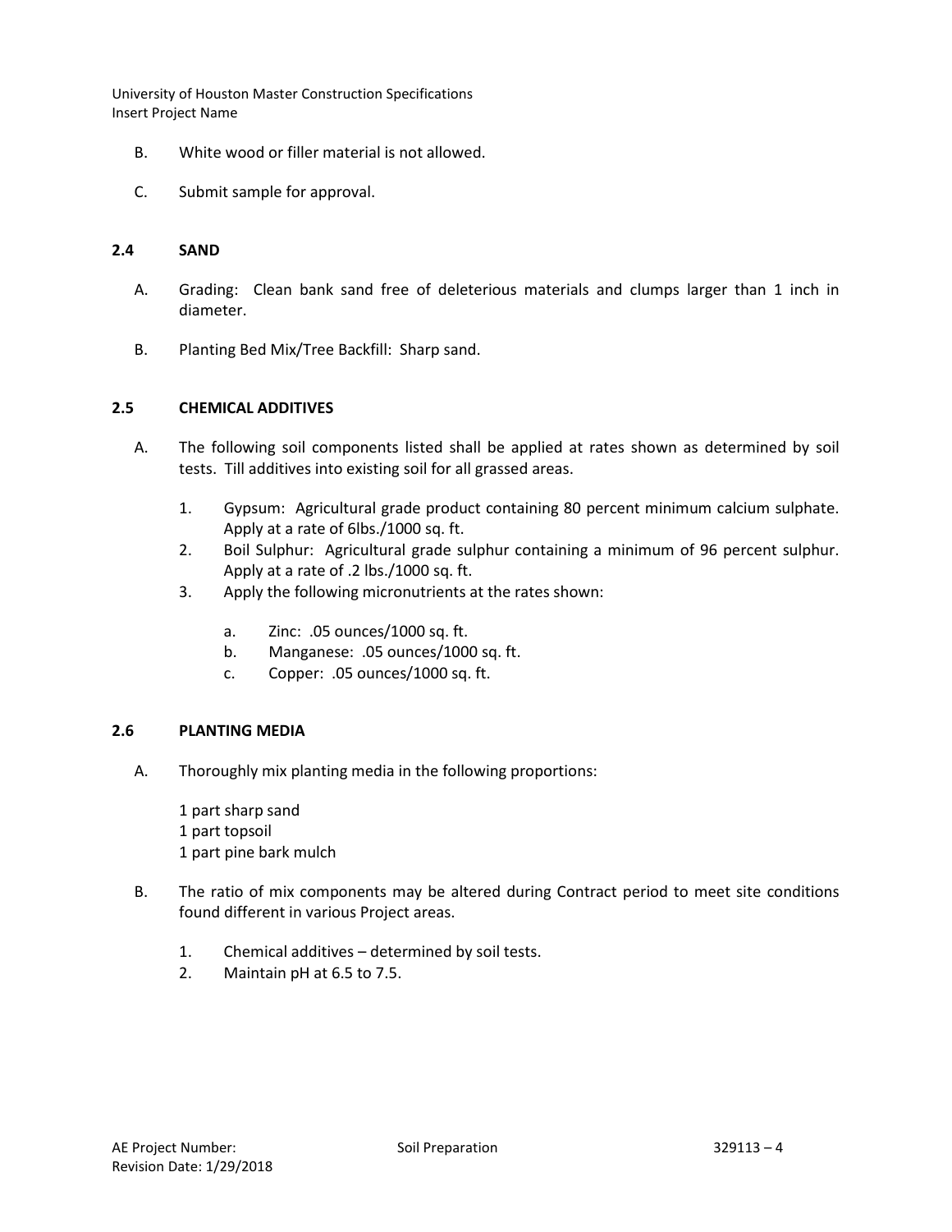B. White wood or filler material is not allowed.

C. Submit sample for approval.

## 2.4 SAND

A. Grading: Clean bank sand free of deleterious materials and clumps larger than 1 inch in diameter.

B. Planting Bed Mix/Tree Backfill: Sharp sand.

## 2.5 CHEMICAL ADDITIVES

A. The following soil components listed shall be applied at rates shown as determined by soil tests. Till additives into existing soil for all grassed areas.

1. Gypsum: Agricultural grade product containing 80 percent minimum calcium sulphate. Apply at a rate of 6lbs./1000 sq. ft.
2. Boil Sulphur: Agricultural grade sulphur containing a minimum of 96 percent sulphur. Apply at a rate of .2 lbs./1000 sq. ft.
3. Apply the following micronutrients at the rates shown:
   a. Zinc: .05 ounces/1000 sq. ft.
   b. Manganese: .05 ounces/1000 sq. ft.
   c. Copper: .05 ounces/1000 sq. ft.

## 2.6 PLANTING MEDIA

A. Thoroughly mix planting media in the following proportions:

1 part sharp sand
1 part topsoil
1 part pine bark mulch

B. The ratio of mix components may be altered during Contract period to meet site conditions found different in various Project areas.

1. Chemical additives – determined by soil tests.
2. Maintain pH at 6.5 to 7.5.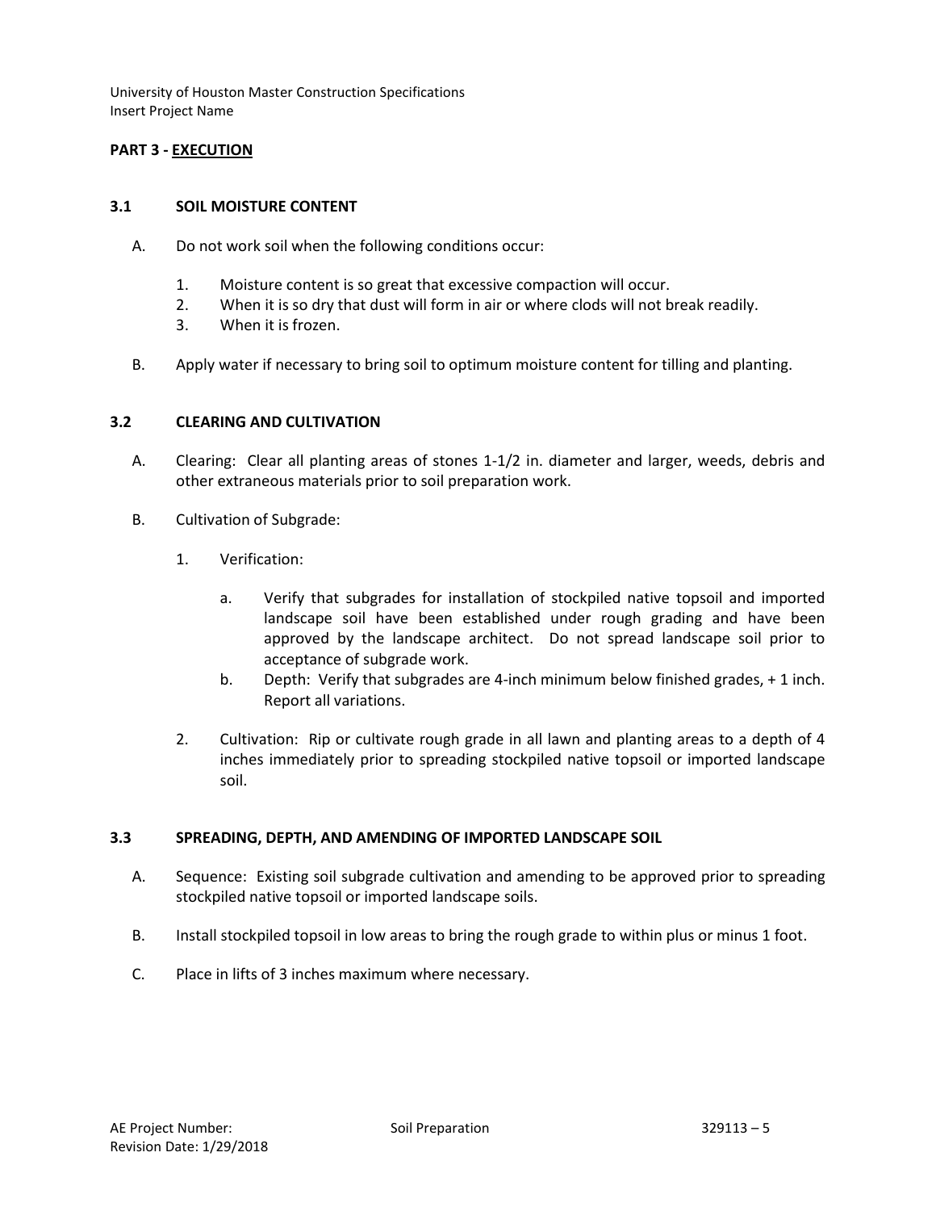## PART 3 - EXECUTION

### 3.1 SOIL MOISTURE CONTENT

A. Do not work soil when the following conditions occur:

1. Moisture content is so great that excessive compaction will occur.
2. When it is so dry that dust will form in air or where clods will not break readily.
3. When it is frozen.

B. Apply water if necessary to bring soil to optimum moisture content for tilling and planting.

### 3.2 CLEARING AND CULTIVATION

A. Clearing: Clear all planting areas of stones 1-1/2 in. diameter and larger, weeds, debris and other extraneous materials prior to soil preparation work.

B. Cultivation of Subgrade:

1. Verification:
   a. Verify that subgrades for installation of stockpiled native topsoil and imported landscape soil have been established under rough grading and have been approved by the landscape architect. Do not spread landscape soil prior to acceptance of subgrade work.
   b. Depth: Verify that subgrades are 4-inch minimum below finished grades, + 1 inch. Report all variations.
2. Cultivation: Rip or cultivate rough grade in all lawn and planting areas to a depth of 4 inches immediately prior to spreading stockpiled native topsoil or imported landscape soil.

### 3.3 SPREADING, DEPTH, AND AMENDING OF IMPORTED LANDSCAPE SOIL

A. Sequence: Existing soil subgrade cultivation and amending to be approved prior to spreading stockpiled native topsoil or imported landscape soils.

B. Install stockpiled topsoil in low areas to bring the rough grade to within plus or minus 1 foot.

C. Place in lifts of 3 inches maximum where necessary.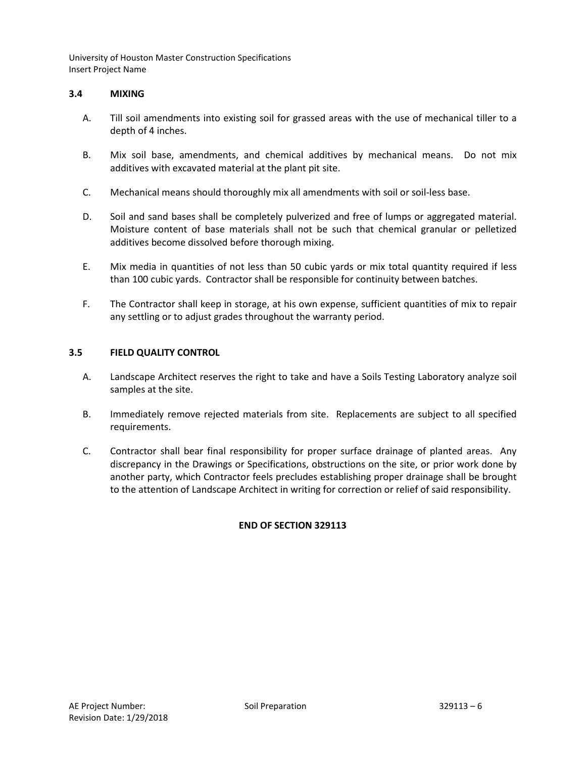### 3.4 MIXING

A. Till soil amendments into existing soil for grassed areas with the use of mechanical tiller to a depth of 4 inches.

B. Mix soil base, amendments, and chemical additives by mechanical means. Do not mix additives with excavated material at the plant pit site.

C. Mechanical means should thoroughly mix all amendments with soil or soil-less base.

D. Soil and sand bases shall be completely pulverized and free of lumps or aggregated material. Moisture content of base materials shall not be such that chemical granular or pelletized additives become dissolved before thorough mixing.

E. Mix media in quantities of not less than 50 cubic yards or mix total quantity required if less than 100 cubic yards. Contractor shall be responsible for continuity between batches.

F. The Contractor shall keep in storage, at his own expense, sufficient quantities of mix to repair any settling or to adjust grades throughout the warranty period.

### 3.5 FIELD QUALITY CONTROL

A. Landscape Architect reserves the right to take and have a Soils Testing Laboratory analyze soil samples at the site.

B. Immediately remove rejected materials from site. Replacements are subject to all specified requirements.

C. Contractor shall bear final responsibility for proper surface drainage of planted areas. Any discrepancy in the Drawings or Specifications, obstructions on the site, or prior work done by another party, which Contractor feels precludes establishing proper drainage shall be brought to the attention of Landscape Architect in writing for correction or relief of said responsibility.

**END OF SECTION 329113**